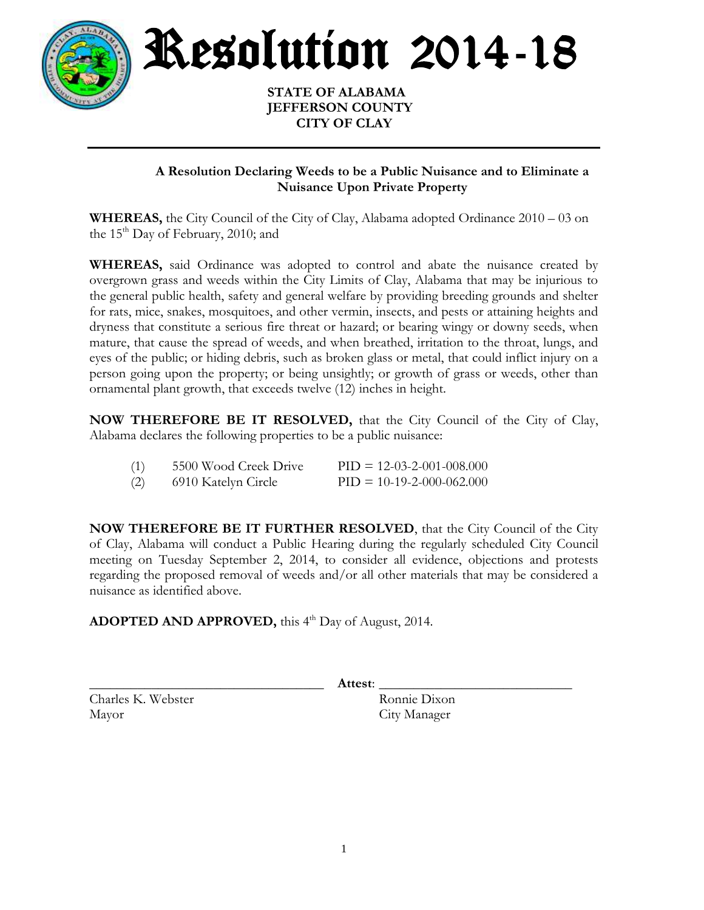# Resolution 2014-18

**STATE OF ALABAMA**
**JEFFERSON COUNTY**
**CITY OF CLAY**

---

**A Resolution Declaring Weeds to be a Public Nuisance and to Eliminate a Nuisance Upon Private Property**

**WHEREAS,** the City Council of the City of Clay, Alabama adopted Ordinance 2010 – 03 on the 15th Day of February, 2010; and

**WHEREAS,** said Ordinance was adopted to control and abate the nuisance created by overgrown grass and weeds within the City Limits of Clay, Alabama that may be injurious to the general public health, safety and general welfare by providing breeding grounds and shelter for rats, mice, snakes, mosquitoes, and other vermin, insects, and pests or attaining heights and dryness that constitute a serious fire threat or hazard; or bearing wingy or downy seeds, when mature, that cause the spread of weeds, and when breathed, irritation to the throat, lungs, and eyes of the public; or hiding debris, such as broken glass or metal, that could inflict injury on a person going upon the property; or being unsightly; or growth of grass or weeds, other than ornamental plant growth, that exceeds twelve (12) inches in height.

**NOW THEREFORE BE IT RESOLVED,** that the City Council of the City of Clay, Alabama declares the following properties to be a public nuisance:

(1) 5500 Wood Creek Drive PID = 12-03-2-001-008.000
(2) 6910 Katelyn Circle PID = 10-19-2-000-062.000

**NOW THEREFORE BE IT FURTHER RESOLVED**, that the City Council of the City of Clay, Alabama will conduct a Public Hearing during the regularly scheduled City Council meeting on Tuesday September 2, 2014, to consider all evidence, objections and protests regarding the proposed removal of weeds and/or all other materials that may be considered a nuisance as identified above.

**ADOPTED AND APPROVED,** this 4th Day of August, 2014.

\_\_\_\_\_\_\_\_\_\_\_\_\_\_\_\_\_\_\_\_\_\_\_\_\_\_\_\_\_\_\_\_\_\_
Charles K. Webster
Mayor

**Attest**: \_\_\_\_\_\_\_\_\_\_\_\_\_\_\_\_\_\_\_\_\_\_\_\_\_\_\_\_\_\_
Ronnie Dixon
City Manager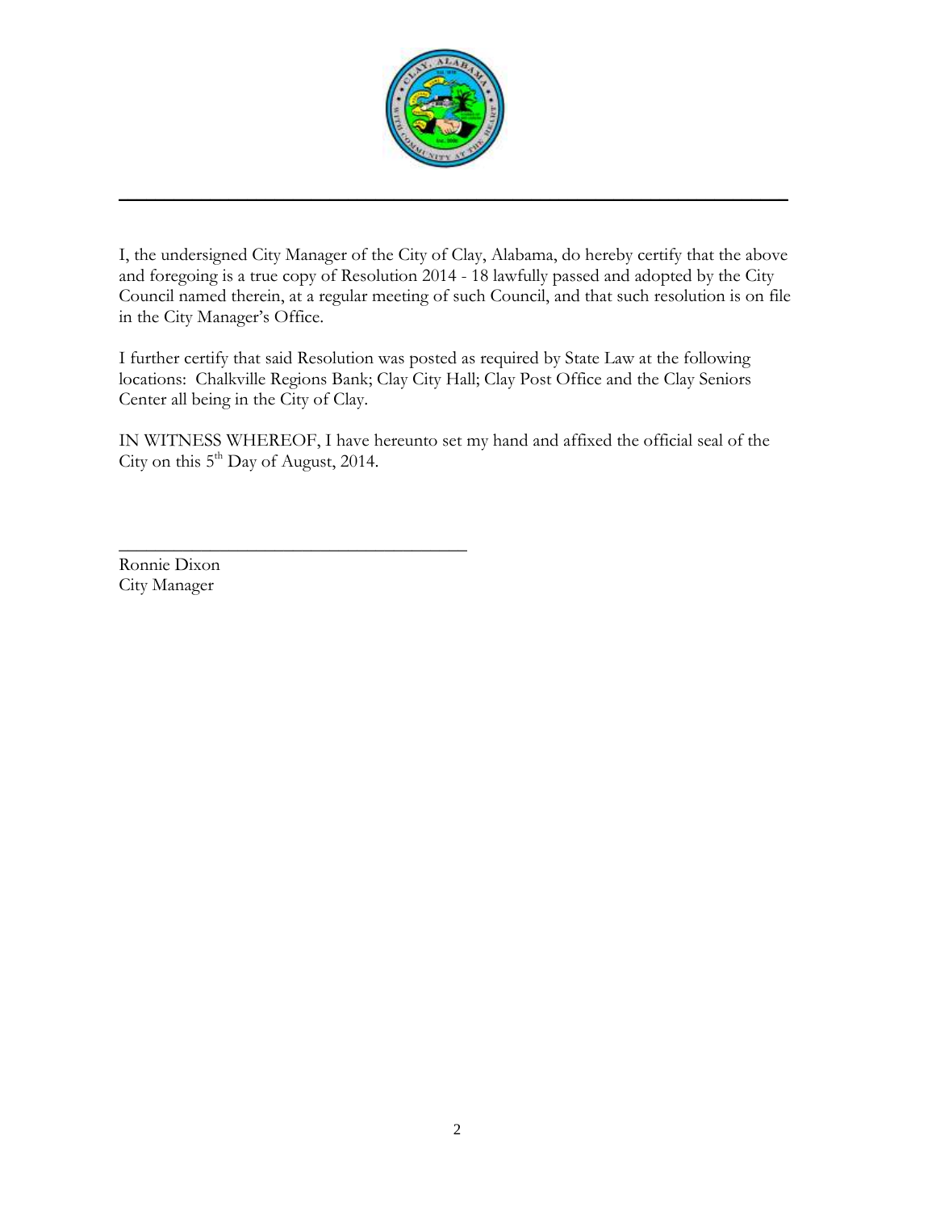I, the undersigned City Manager of the City of Clay, Alabama, do hereby certify that the above and foregoing is a true copy of Resolution 2014 - 18 lawfully passed and adopted by the City Council named therein, at a regular meeting of such Council, and that such resolution is on file in the City Manager's Office.

I further certify that said Resolution was posted as required by State Law at the following locations: Chalkville Regions Bank; Clay City Hall; Clay Post Office and the Clay Seniors Center all being in the City of Clay.

IN WITNESS WHEREOF, I have hereunto set my hand and affixed the official seal of the City on this 5th Day of August, 2014.

\_\_\_\_\_\_\_\_\_\_\_\_\_\_\_\_\_\_\_\_\_\_\_\_\_\_\_\_\_\_\_\_\_\_\_\_\_\_

Ronnie Dixon
City Manager